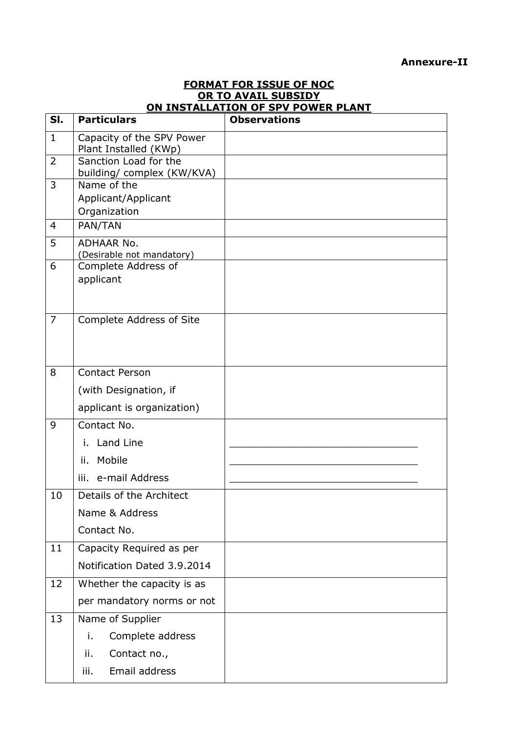**Annexure-II**

**FORMAT FOR ISSUE OF NOC**
**OR TO AVAIL SUBSIDY**
**ON INSTALLATION OF SPV POWER PLANT**

| Sl. | Particulars | Observations |
|---|---|---|
| 1 | Capacity of the SPV Power Plant Installed (KWp) | |
| 2 | Sanction Load for the building/ complex (KW/KVA) | |
| 3 | Name of the Applicant/Applicant Organization | |
| 4 | PAN/TAN | |
| 5 | ADHAAR No. (Desirable not mandatory) | |
| 6 | Complete Address of applicant | |
| 7 | Complete Address of Site | |
| 8 | Contact Person (with Designation, if applicant is organization) | |
| 9 | Contact No.<br>i. Land Line<br>ii. Mobile<br>iii. e-mail Address | <br>______________________________<br>______________________________<br>______________________________ |
| 10 | Details of the Architect<br>Name & Address<br>Contact No. | |
| 11 | Capacity Required as per Notification Dated 3.9.2014 | |
| 12 | Whether the capacity is as per mandatory norms or not | |
| 13 | Name of Supplier<br>i. Complete address<br>ii. Contact no.,<br>iii. Email address | |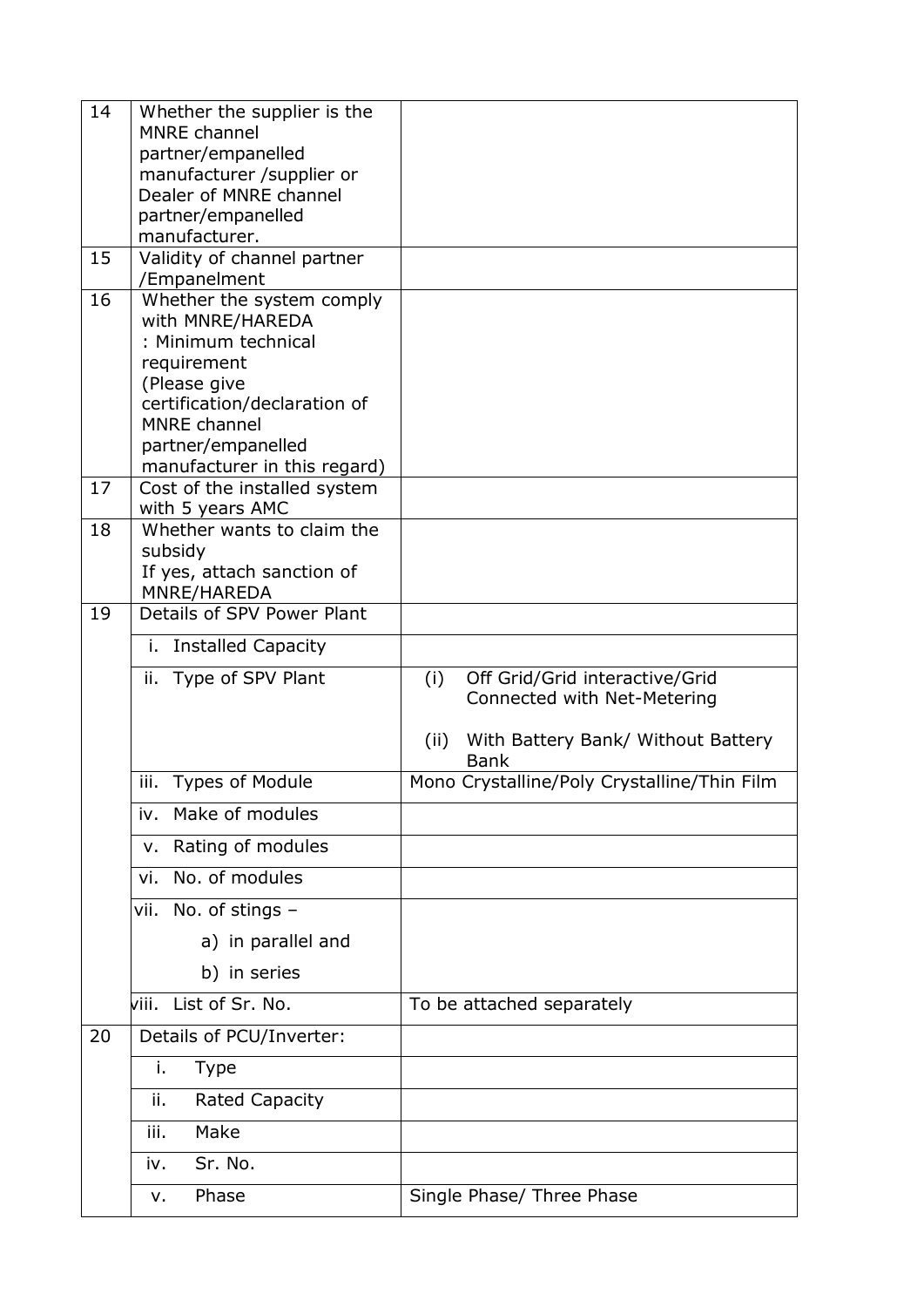| | | |
|---|---|---|
| 14 | Whether the supplier is the MNRE channel partner/empanelled manufacturer /supplier or Dealer of MNRE channel partner/empanelled manufacturer. | |
| 15 | Validity of channel partner /Empanelment | |
| 16 | Whether the system comply with MNRE/HAREDA : Minimum technical requirement (Please give certification/declaration of MNRE channel partner/empanelled manufacturer in this regard) | |
| 17 | Cost of the installed system with 5 years AMC | |
| 18 | Whether wants to claim the subsidy<br>If yes, attach sanction of MNRE/HAREDA | |
| 19 | Details of SPV Power Plant | |
| | i. Installed Capacity | |
| | ii. Type of SPV Plant | (i) Off Grid/Grid interactive/Grid Connected with Net-Metering<br>(ii) With Battery Bank/ Without Battery Bank |
| | iii. Types of Module | Mono Crystalline/Poly Crystalline/Thin Film |
| | iv. Make of modules | |
| | v. Rating of modules | |
| | vi. No. of modules | |
| | vii. No. of stings –<br>a) in parallel and<br>b) in series | |
| | viii. List of Sr. No. | To be attached separately |
| 20 | Details of PCU/Inverter: | |
| | i. Type | |
| | ii. Rated Capacity | |
| | iii. Make | |
| | iv. Sr. No. | |
| | v. Phase | Single Phase/ Three Phase |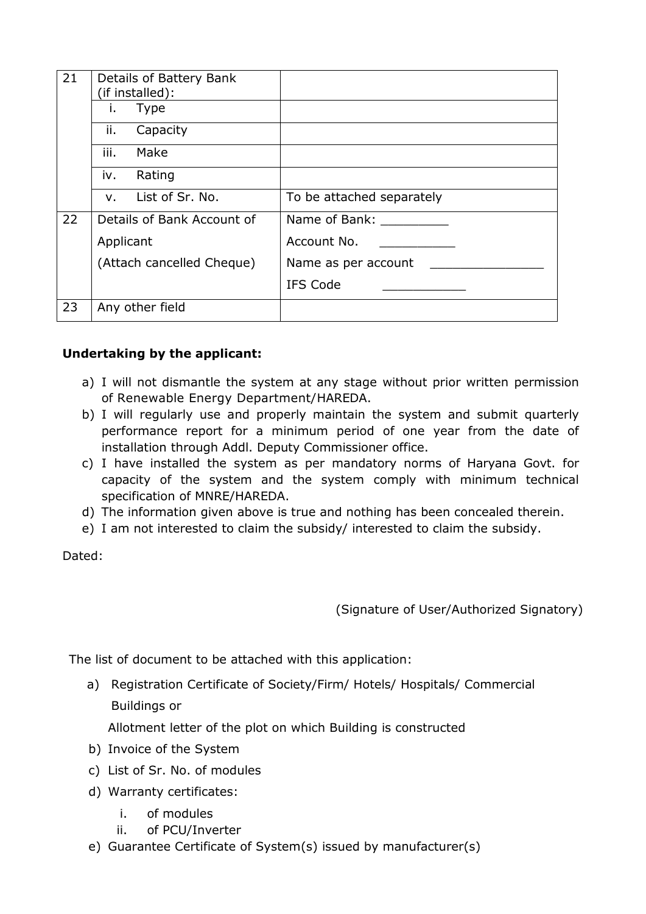| 21 | Details of Battery Bank (if installed): | |
|---|---|---|
| | i. Type | |
| | ii. Capacity | |
| | iii. Make | |
| | iv. Rating | |
| | v. List of Sr. No. | To be attached separately |
| 22 | Details of Bank Account of Applicant (Attach cancelled Cheque) | Name of Bank: _________<br>Account No. __________<br>Name as per account _______________<br>IFS Code ___________ |
| 23 | Any other field | |

**Undertaking by the applicant:**

a) I will not dismantle the system at any stage without prior written permission of Renewable Energy Department/HAREDA.
b) I will regularly use and properly maintain the system and submit quarterly performance report for a minimum period of one year from the date of installation through Addl. Deputy Commissioner office.
c) I have installed the system as per mandatory norms of Haryana Govt. for capacity of the system and the system comply with minimum technical specification of MNRE/HAREDA.
d) The information given above is true and nothing has been concealed therein.
e) I am not interested to claim the subsidy/ interested to claim the subsidy.

Dated:

(Signature of User/Authorized Signatory)

The list of document to be attached with this application:

a) Registration Certificate of Society/Firm/ Hotels/ Hospitals/ Commercial Buildings or

   Allotment letter of the plot on which Building is constructed
b) Invoice of the System
c) List of Sr. No. of modules
d) Warranty certificates:
   i. of modules
   ii. of PCU/Inverter
e) Guarantee Certificate of System(s) issued by manufacturer(s)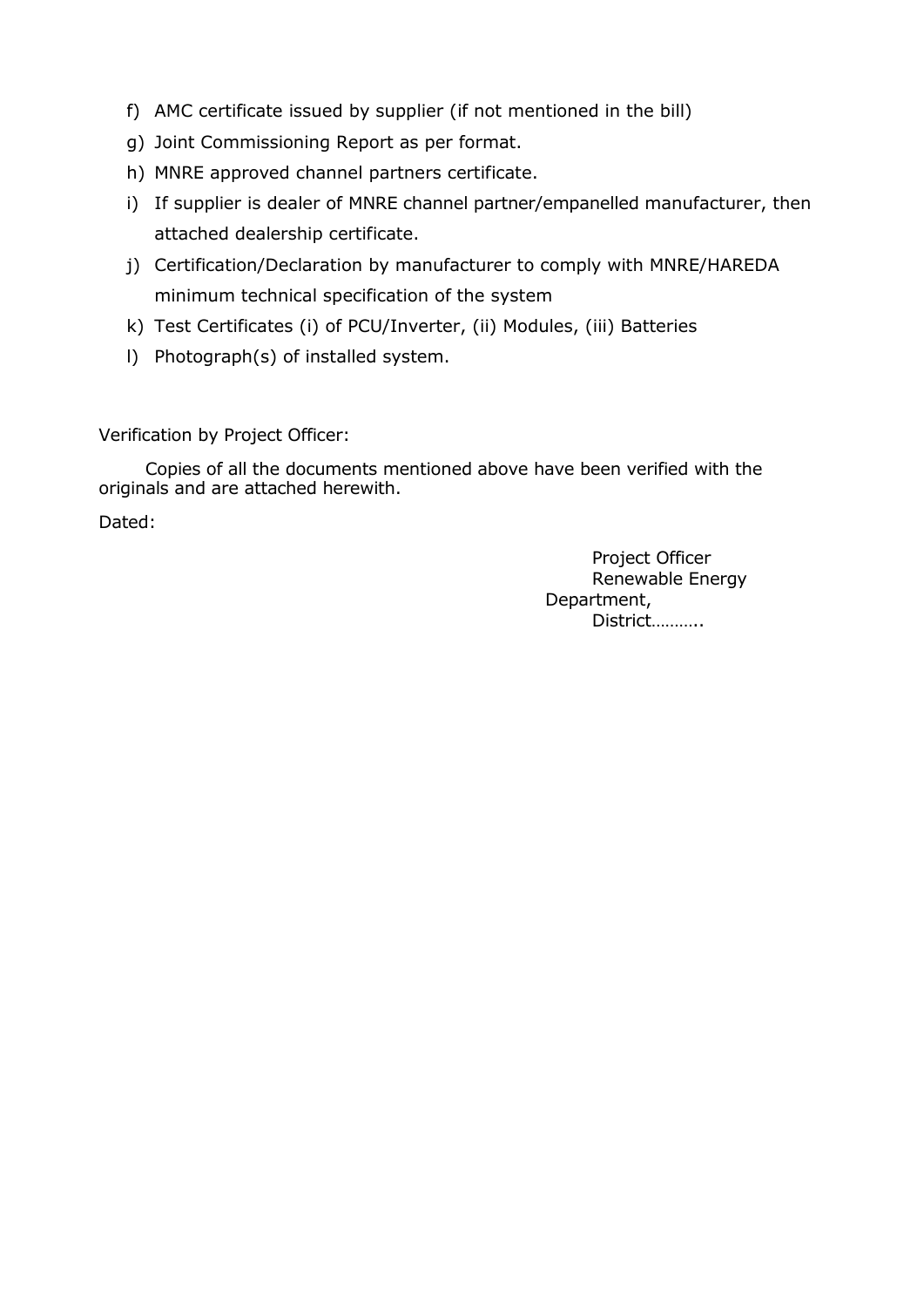f) AMC certificate issued by supplier (if not mentioned in the bill)

g) Joint Commissioning Report as per format.

h) MNRE approved channel partners certificate.

i) If supplier is dealer of MNRE channel partner/empanelled manufacturer, then attached dealership certificate.

j) Certification/Declaration by manufacturer to comply with MNRE/HAREDA minimum technical specification of the system

k) Test Certificates (i) of PCU/Inverter, (ii) Modules, (iii) Batteries

l) Photograph(s) of installed system.

Verification by Project Officer:

Copies of all the documents mentioned above have been verified with the originals and are attached herewith.

Dated:

Project Officer
Renewable Energy Department,
District………..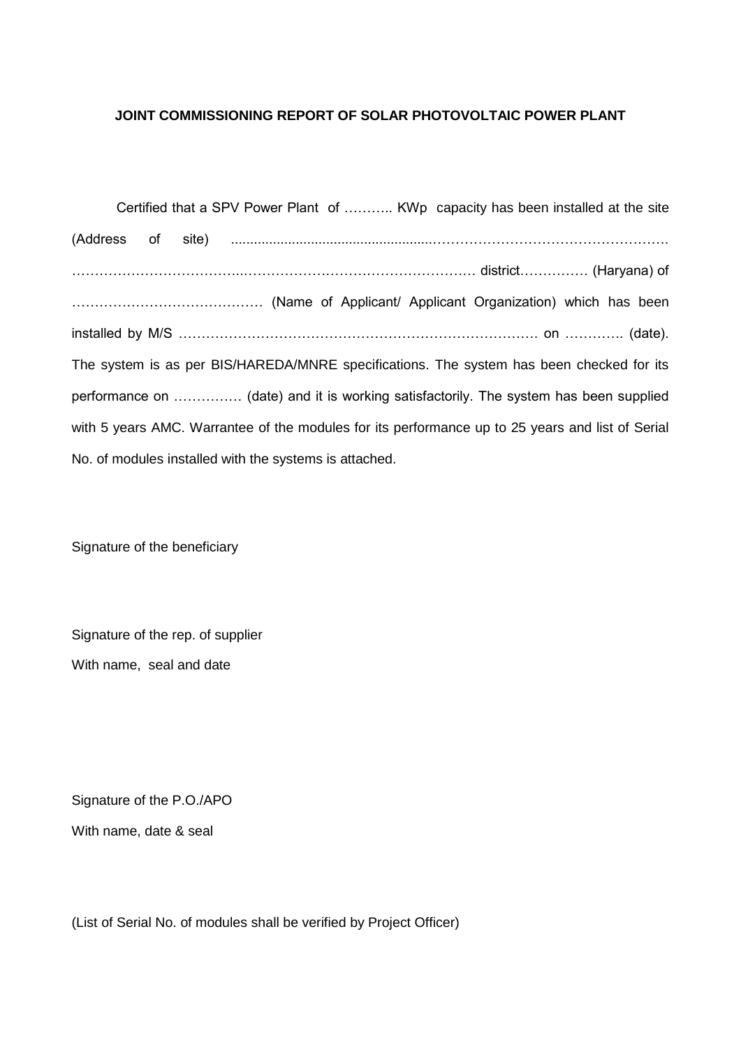**JOINT COMMISSIONING REPORT OF SOLAR PHOTOVOLTAIC POWER PLANT**

Certified that a SPV Power Plant of ……….. KWp capacity has been installed at the site (Address of site) ……………………………………………………………………………………………. ………………………………..……………………………………………… district…………… (Haryana) of …………………………………… (Name of Applicant/ Applicant Organization) which has been installed by M/S …………………………………………………………………. on …………. (date). The system is as per BIS/HAREDA/MNRE specifications. The system has been checked for its performance on …………… (date) and it is working satisfactorily. The system has been supplied with 5 years AMC. Warrantee of the modules for its performance up to 25 years and list of Serial No. of modules installed with the systems is attached.

Signature of the beneficiary

Signature of the rep. of supplier
With name, seal and date

Signature of the P.O./APO
With name, date & seal

(List of Serial No. of modules shall be verified by Project Officer)